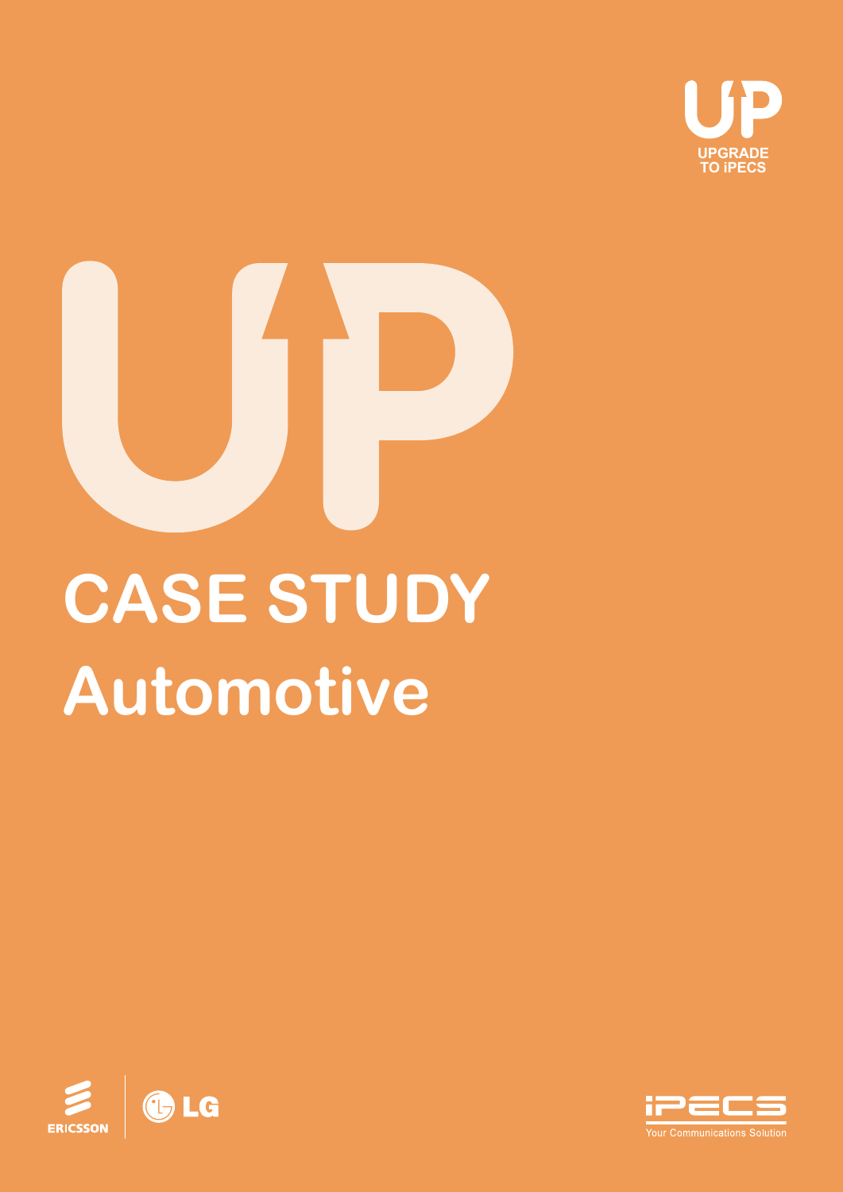UPGRADE TO iPECS

# CASE STUDY

## Automotive

ERICSSON | LG

iPECS Your Communications Solution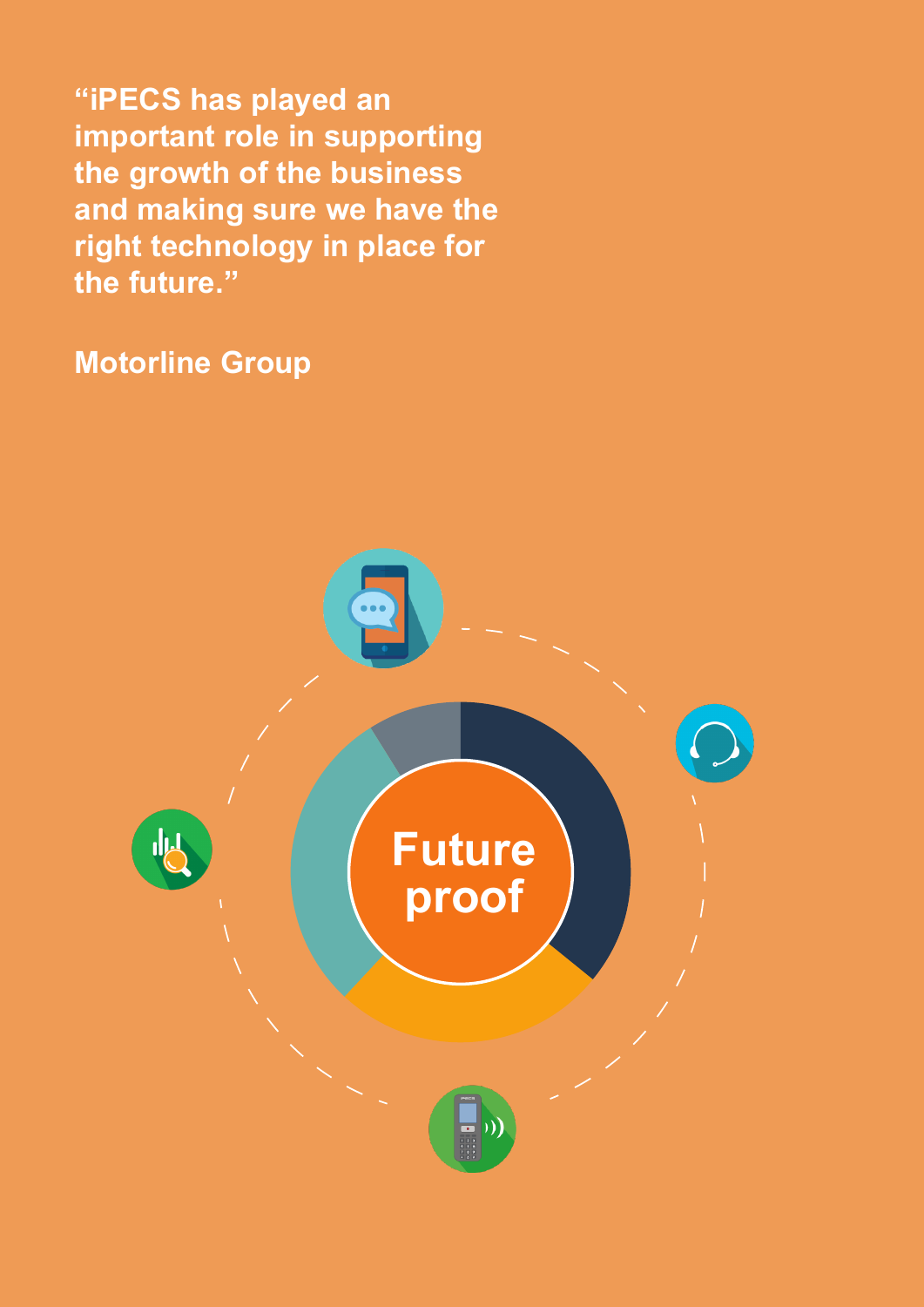**“iPECS has played an important role in supporting the growth of the business and making sure we have the right technology in place for the future.”**

**Motorline Group**

**Future proof**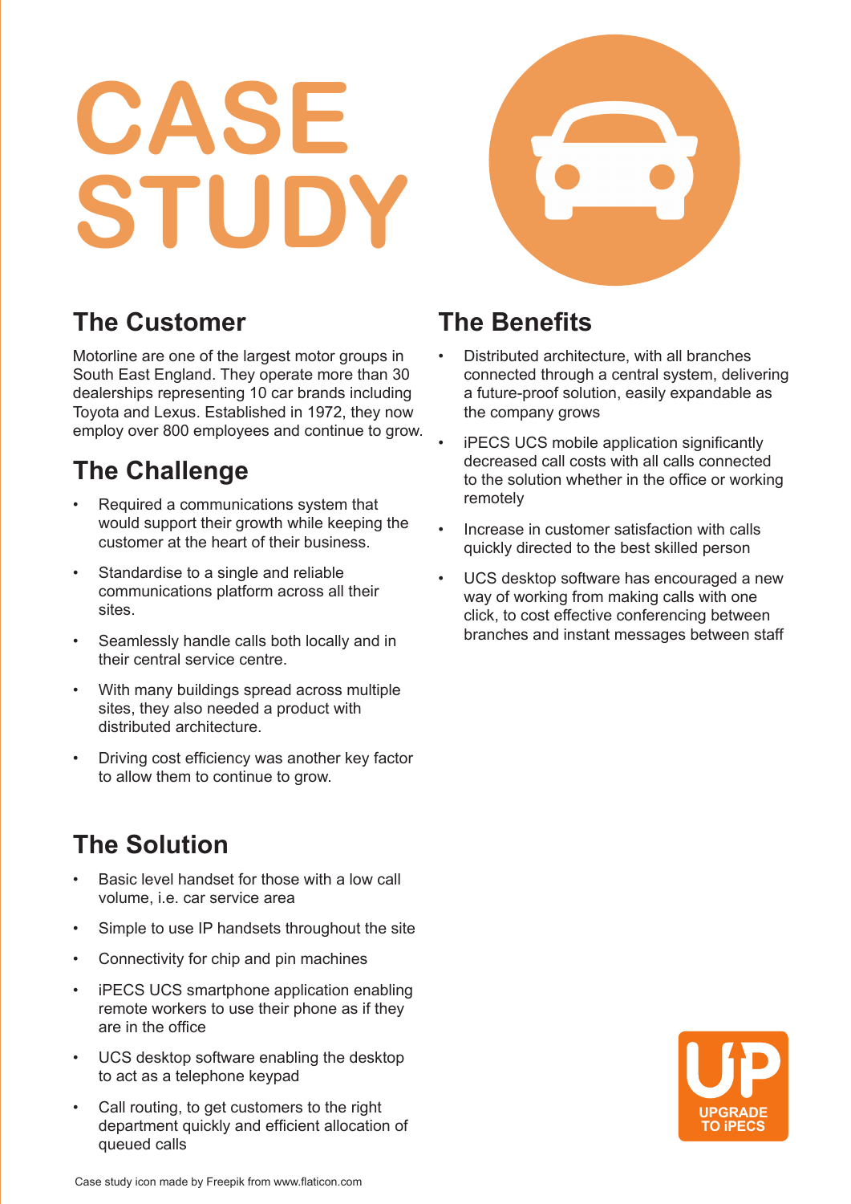# CASE STUDY

## The Customer

Motorline are one of the largest motor groups in South East England. They operate more than 30 dealerships representing 10 car brands including Toyota and Lexus. Established in 1972, they now employ over 800 employees and continue to grow.

## The Challenge

- Required a communications system that would support their growth while keeping the customer at the heart of their business.
- Standardise to a single and reliable communications platform across all their sites.
- Seamlessly handle calls both locally and in their central service centre.
- With many buildings spread across multiple sites, they also needed a product with distributed architecture.
- Driving cost efficiency was another key factor to allow them to continue to grow.

## The Solution

- Basic level handset for those with a low call volume, i.e. car service area
- Simple to use IP handsets throughout the site
- Connectivity for chip and pin machines
- iPECS UCS smartphone application enabling remote workers to use their phone as if they are in the office
- UCS desktop software enabling the desktop to act as a telephone keypad
- Call routing, to get customers to the right department quickly and efficient allocation of queued calls

## The Benefits

- Distributed architecture, with all branches connected through a central system, delivering a future-proof solution, easily expandable as the company grows
- iPECS UCS mobile application significantly decreased call costs with all calls connected to the solution whether in the office or working remotely
- Increase in customer satisfaction with calls quickly directed to the best skilled person
- UCS desktop software has encouraged a new way of working from making calls with one click, to cost effective conferencing between branches and instant messages between staff

UPGRADE TO iPECS

Case study icon made by Freepik from www.flaticon.com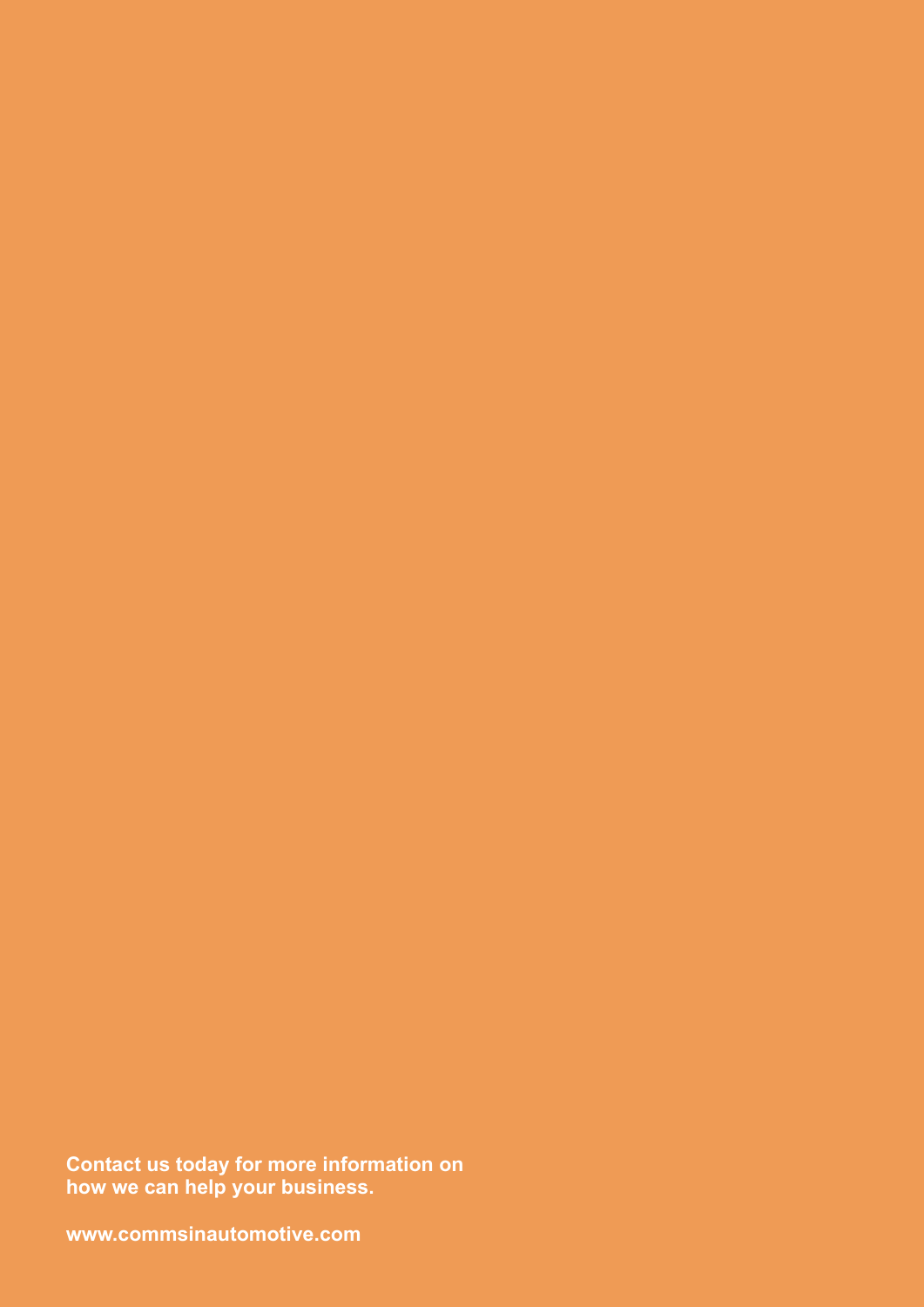**Contact us today for more information on how we can help your business.**

**www.commsinautomotive.com**